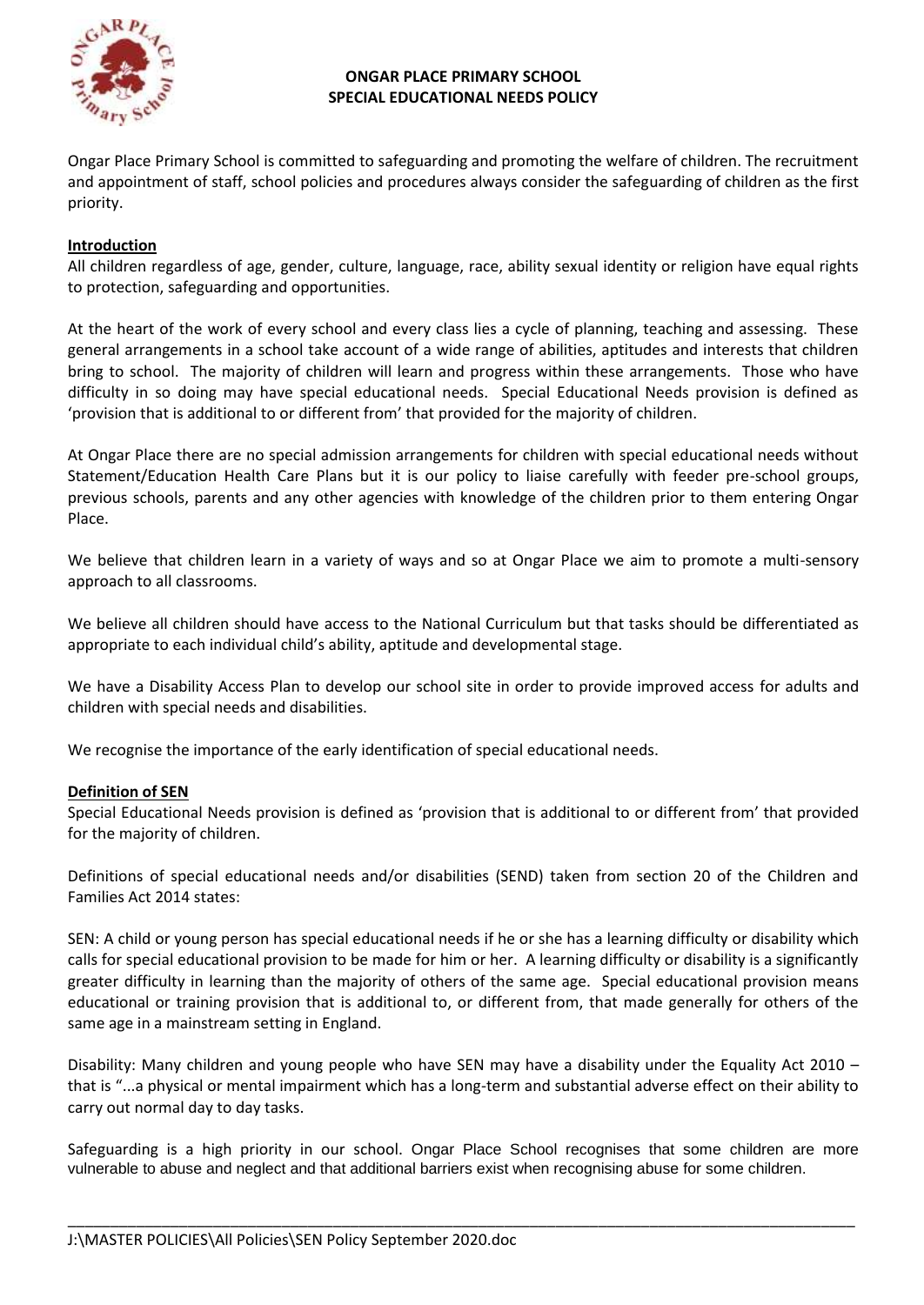# ONGAR PLACE PRIMARY SCHOOL
## SPECIAL EDUCATIONAL NEEDS POLICY

Ongar Place Primary School is committed to safeguarding and promoting the welfare of children. The recruitment and appointment of staff, school policies and procedures always consider the safeguarding of children as the first priority.

### Introduction

All children regardless of age, gender, culture, language, race, ability sexual identity or religion have equal rights to protection, safeguarding and opportunities.

At the heart of the work of every school and every class lies a cycle of planning, teaching and assessing. These general arrangements in a school take account of a wide range of abilities, aptitudes and interests that children bring to school. The majority of children will learn and progress within these arrangements. Those who have difficulty in so doing may have special educational needs. Special Educational Needs provision is defined as 'provision that is additional to or different from' that provided for the majority of children.

At Ongar Place there are no special admission arrangements for children with special educational needs without Statement/Education Health Care Plans but it is our policy to liaise carefully with feeder pre-school groups, previous schools, parents and any other agencies with knowledge of the children prior to them entering Ongar Place.

We believe that children learn in a variety of ways and so at Ongar Place we aim to promote a multi-sensory approach to all classrooms.

We believe all children should have access to the National Curriculum but that tasks should be differentiated as appropriate to each individual child's ability, aptitude and developmental stage.

We have a Disability Access Plan to develop our school site in order to provide improved access for adults and children with special needs and disabilities.

We recognise the importance of the early identification of special educational needs.

### Definition of SEN

Special Educational Needs provision is defined as 'provision that is additional to or different from' that provided for the majority of children.

Definitions of special educational needs and/or disabilities (SEND) taken from section 20 of the Children and Families Act 2014 states:

SEN: A child or young person has special educational needs if he or she has a learning difficulty or disability which calls for special educational provision to be made for him or her. A learning difficulty or disability is a significantly greater difficulty in learning than the majority of others of the same age. Special educational provision means educational or training provision that is additional to, or different from, that made generally for others of the same age in a mainstream setting in England.

Disability: Many children and young people who have SEN may have a disability under the Equality Act 2010 – that is "...a physical or mental impairment which has a long-term and substantial adverse effect on their ability to carry out normal day to day tasks.

Safeguarding is a high priority in our school. Ongar Place School recognises that some children are more vulnerable to abuse and neglect and that additional barriers exist when recognising abuse for some children.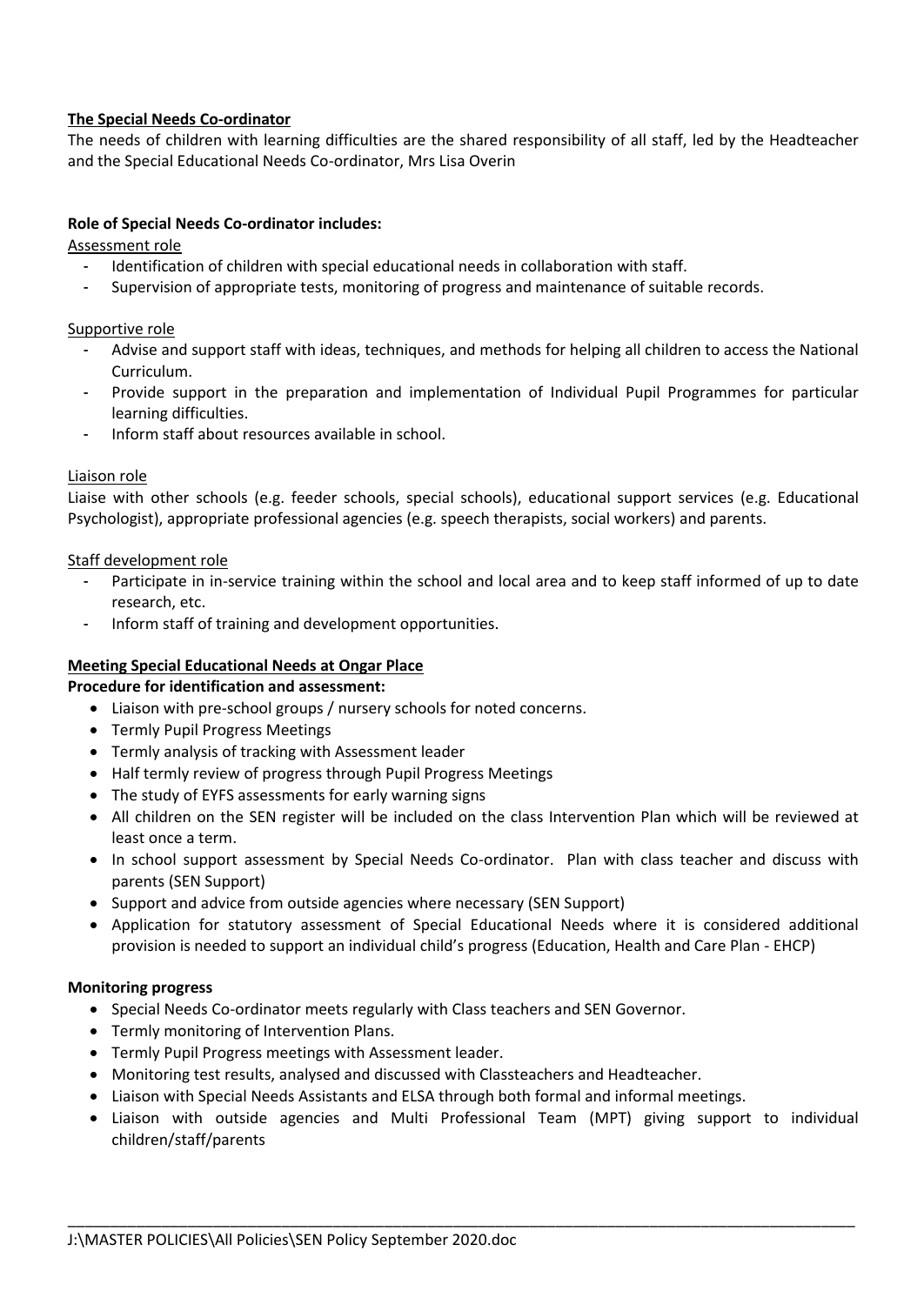**The Special Needs Co-ordinator**

The needs of children with learning difficulties are the shared responsibility of all staff, led by the Headteacher and the Special Educational Needs Co-ordinator, Mrs Lisa Overin

**Role of Special Needs Co-ordinator includes:**

Assessment role

- Identification of children with special educational needs in collaboration with staff.
- Supervision of appropriate tests, monitoring of progress and maintenance of suitable records.

Supportive role

- Advise and support staff with ideas, techniques, and methods for helping all children to access the National Curriculum.
- Provide support in the preparation and implementation of Individual Pupil Programmes for particular learning difficulties.
- Inform staff about resources available in school.

Liaison role

Liaise with other schools (e.g. feeder schools, special schools), educational support services (e.g. Educational Psychologist), appropriate professional agencies (e.g. speech therapists, social workers) and parents.

Staff development role

- Participate in in-service training within the school and local area and to keep staff informed of up to date research, etc.
- Inform staff of training and development opportunities.

**Meeting Special Educational Needs at Ongar Place**

**Procedure for identification and assessment:**

- Liaison with pre-school groups / nursery schools for noted concerns.
- Termly Pupil Progress Meetings
- Termly analysis of tracking with Assessment leader
- Half termly review of progress through Pupil Progress Meetings
- The study of EYFS assessments for early warning signs
- All children on the SEN register will be included on the class Intervention Plan which will be reviewed at least once a term.
- In school support assessment by Special Needs Co-ordinator. Plan with class teacher and discuss with parents (SEN Support)
- Support and advice from outside agencies where necessary (SEN Support)
- Application for statutory assessment of Special Educational Needs where it is considered additional provision is needed to support an individual child's progress (Education, Health and Care Plan - EHCP)

**Monitoring progress**

- Special Needs Co-ordinator meets regularly with Class teachers and SEN Governor.
- Termly monitoring of Intervention Plans.
- Termly Pupil Progress meetings with Assessment leader.
- Monitoring test results, analysed and discussed with Classteachers and Headteacher.
- Liaison with Special Needs Assistants and ELSA through both formal and informal meetings.
- Liaison with outside agencies and Multi Professional Team (MPT) giving support to individual children/staff/parents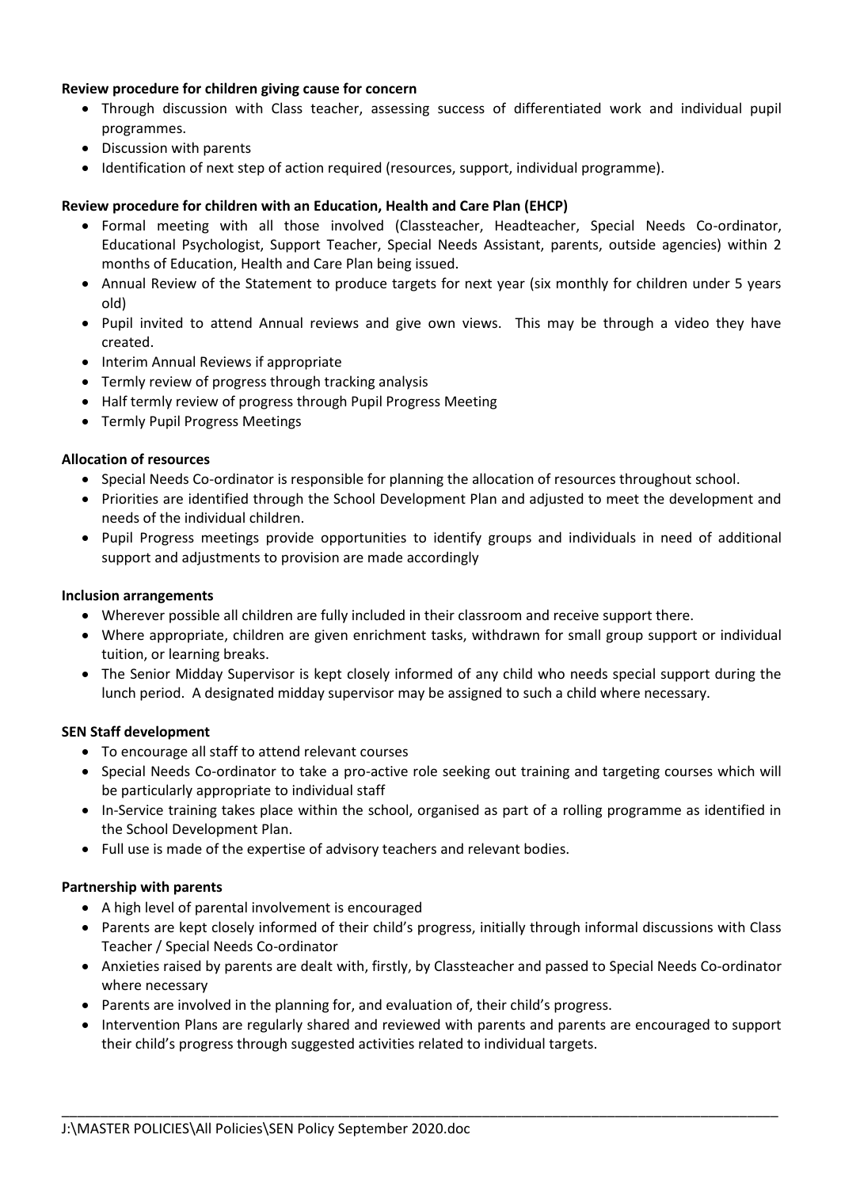**Review procedure for children giving cause for concern**

- Through discussion with Class teacher, assessing success of differentiated work and individual pupil programmes.
- Discussion with parents
- Identification of next step of action required (resources, support, individual programme).

**Review procedure for children with an Education, Health and Care Plan (EHCP)**

- Formal meeting with all those involved (Classteacher, Headteacher, Special Needs Co-ordinator, Educational Psychologist, Support Teacher, Special Needs Assistant, parents, outside agencies) within 2 months of Education, Health and Care Plan being issued.
- Annual Review of the Statement to produce targets for next year (six monthly for children under 5 years old)
- Pupil invited to attend Annual reviews and give own views. This may be through a video they have created.
- Interim Annual Reviews if appropriate
- Termly review of progress through tracking analysis
- Half termly review of progress through Pupil Progress Meeting
- Termly Pupil Progress Meetings

**Allocation of resources**

- Special Needs Co-ordinator is responsible for planning the allocation of resources throughout school.
- Priorities are identified through the School Development Plan and adjusted to meet the development and needs of the individual children.
- Pupil Progress meetings provide opportunities to identify groups and individuals in need of additional support and adjustments to provision are made accordingly

**Inclusion arrangements**

- Wherever possible all children are fully included in their classroom and receive support there.
- Where appropriate, children are given enrichment tasks, withdrawn for small group support or individual tuition, or learning breaks.
- The Senior Midday Supervisor is kept closely informed of any child who needs special support during the lunch period. A designated midday supervisor may be assigned to such a child where necessary.

**SEN Staff development**

- To encourage all staff to attend relevant courses
- Special Needs Co-ordinator to take a pro-active role seeking out training and targeting courses which will be particularly appropriate to individual staff
- In-Service training takes place within the school, organised as part of a rolling programme as identified in the School Development Plan.
- Full use is made of the expertise of advisory teachers and relevant bodies.

**Partnership with parents**

- A high level of parental involvement is encouraged
- Parents are kept closely informed of their child's progress, initially through informal discussions with Class Teacher / Special Needs Co-ordinator
- Anxieties raised by parents are dealt with, firstly, by Classteacher and passed to Special Needs Co-ordinator where necessary
- Parents are involved in the planning for, and evaluation of, their child's progress.
- Intervention Plans are regularly shared and reviewed with parents and parents are encouraged to support their child's progress through suggested activities related to individual targets.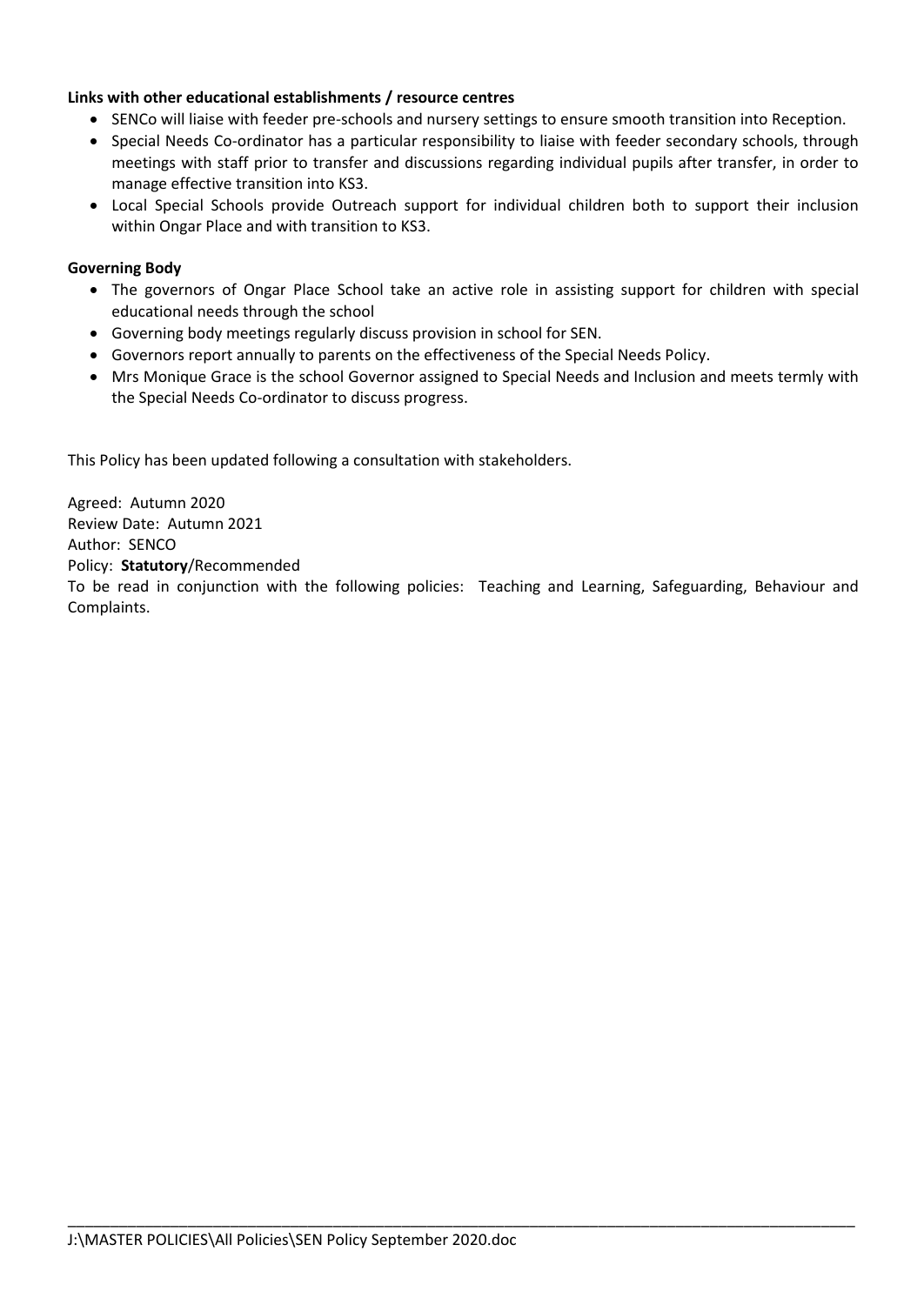**Links with other educational establishments / resource centres**

- SENCo will liaise with feeder pre-schools and nursery settings to ensure smooth transition into Reception.
- Special Needs Co-ordinator has a particular responsibility to liaise with feeder secondary schools, through meetings with staff prior to transfer and discussions regarding individual pupils after transfer, in order to manage effective transition into KS3.
- Local Special Schools provide Outreach support for individual children both to support their inclusion within Ongar Place and with transition to KS3.

**Governing Body**

- The governors of Ongar Place School take an active role in assisting support for children with special educational needs through the school
- Governing body meetings regularly discuss provision in school for SEN.
- Governors report annually to parents on the effectiveness of the Special Needs Policy.
- Mrs Monique Grace is the school Governor assigned to Special Needs and Inclusion and meets termly with the Special Needs Co-ordinator to discuss progress.

This Policy has been updated following a consultation with stakeholders.

Agreed: Autumn 2020
Review Date: Autumn 2021
Author: SENCO
Policy: **Statutory**/Recommended
To be read in conjunction with the following policies: Teaching and Learning, Safeguarding, Behaviour and Complaints.